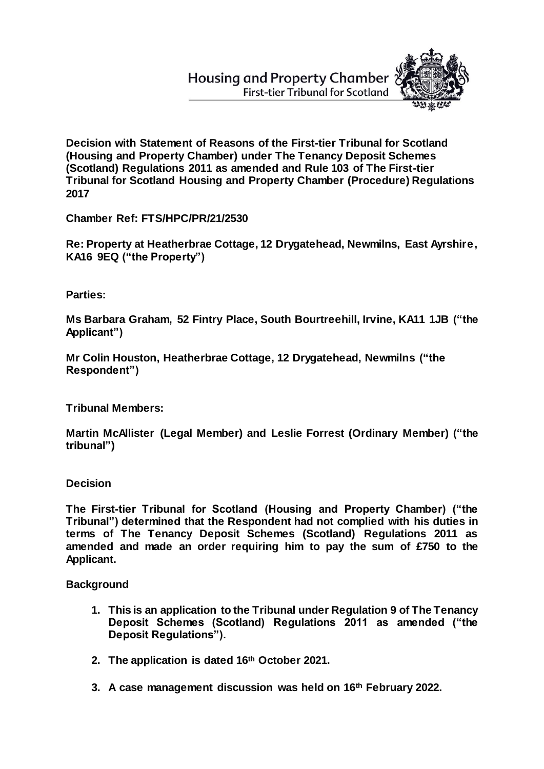Housing and Property Chamber
First-tier Tribunal for Scotland

**Decision with Statement of Reasons of the First-tier Tribunal for Scotland (Housing and Property Chamber) under The Tenancy Deposit Schemes (Scotland) Regulations 2011 as amended and Rule 103 of The First-tier Tribunal for Scotland Housing and Property Chamber (Procedure) Regulations 2017**

**Chamber Ref: FTS/HPC/PR/21/2530**

**Re: Property at Heatherbrae Cottage, 12 Drygatehead, Newmilns, East Ayrshire, KA16 9EQ ("the Property")**

**Parties:**

**Ms Barbara Graham, 52 Fintry Place, South Bourtreehill, Irvine, KA11 1JB ("the Applicant")**

**Mr Colin Houston, Heatherbrae Cottage, 12 Drygatehead, Newmilns ("the Respondent")**

**Tribunal Members:**

**Martin McAllister (Legal Member) and Leslie Forrest (Ordinary Member) ("the tribunal")**

**Decision**

**The First-tier Tribunal for Scotland (Housing and Property Chamber) ("the Tribunal") determined that the Respondent had not complied with his duties in terms of The Tenancy Deposit Schemes (Scotland) Regulations 2011 as amended and made an order requiring him to pay the sum of £750 to the Applicant.**

**Background**

1. **This is an application to the Tribunal under Regulation 9 of The Tenancy Deposit Schemes (Scotland) Regulations 2011 as amended ("the Deposit Regulations").**

2. **The application is dated 16th October 2021.**

3. **A case management discussion was held on 16th February 2022.**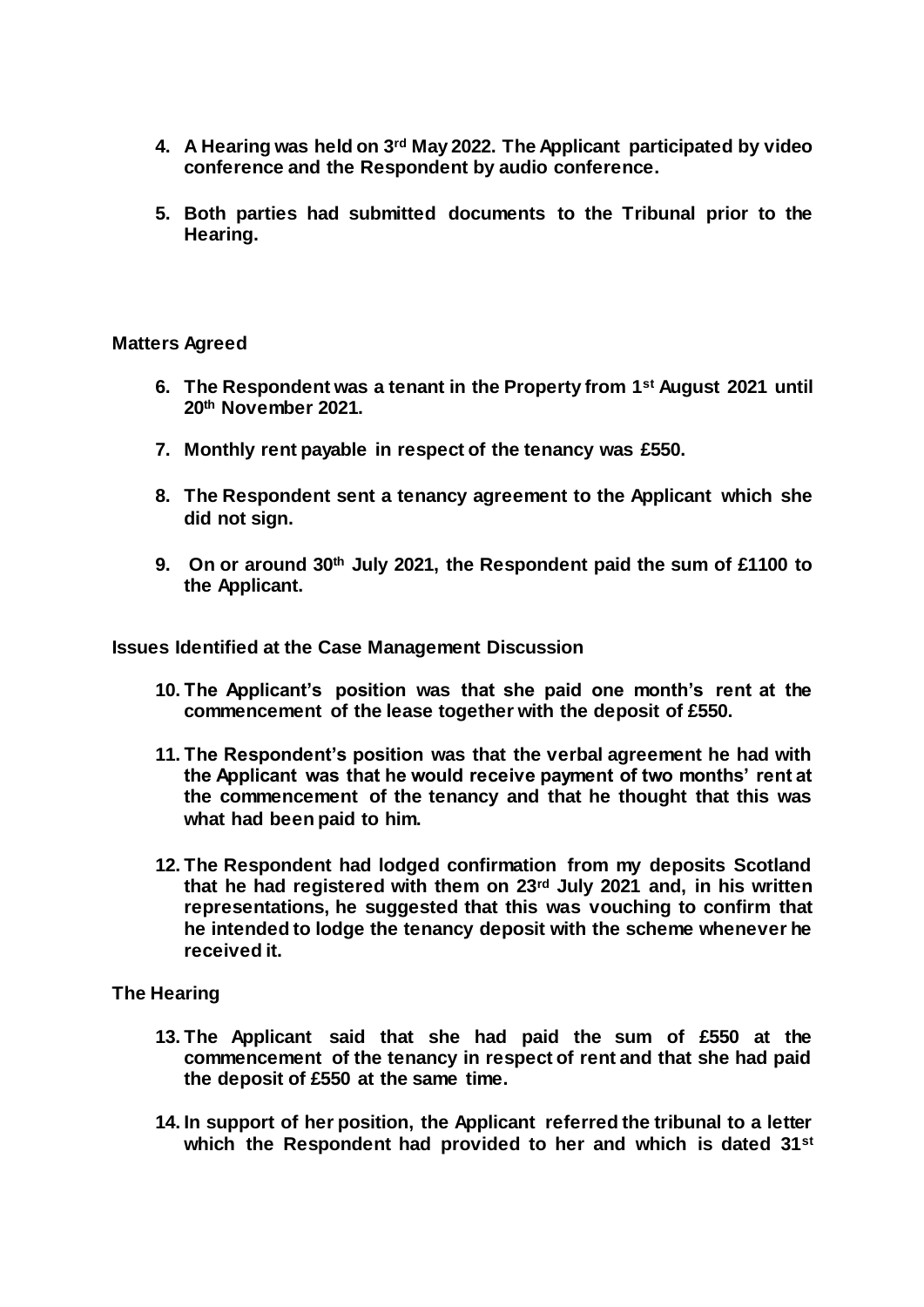**4. A Hearing was held on 3rd May 2022. The Applicant participated by video conference and the Respondent by audio conference.**

**5. Both parties had submitted documents to the Tribunal prior to the Hearing.**

## Matters Agreed

**6. The Respondent was a tenant in the Property from 1st August 2021 until 20th November 2021.**

**7. Monthly rent payable in respect of the tenancy was £550.**

**8. The Respondent sent a tenancy agreement to the Applicant which she did not sign.**

**9. On or around 30th July 2021, the Respondent paid the sum of £1100 to the Applicant.**

## Issues Identified at the Case Management Discussion

**10. The Applicant's position was that she paid one month's rent at the commencement of the lease together with the deposit of £550.**

**11. The Respondent's position was that the verbal agreement he had with the Applicant was that he would receive payment of two months' rent at the commencement of the tenancy and that he thought that this was what had been paid to him.**

**12. The Respondent had lodged confirmation from my deposits Scotland that he had registered with them on 23rd July 2021 and, in his written representations, he suggested that this was vouching to confirm that he intended to lodge the tenancy deposit with the scheme whenever he received it.**

## The Hearing

**13. The Applicant said that she had paid the sum of £550 at the commencement of the tenancy in respect of rent and that she had paid the deposit of £550 at the same time.**

**14. In support of her position, the Applicant referred the tribunal to a letter which the Respondent had provided to her and which is dated 31st**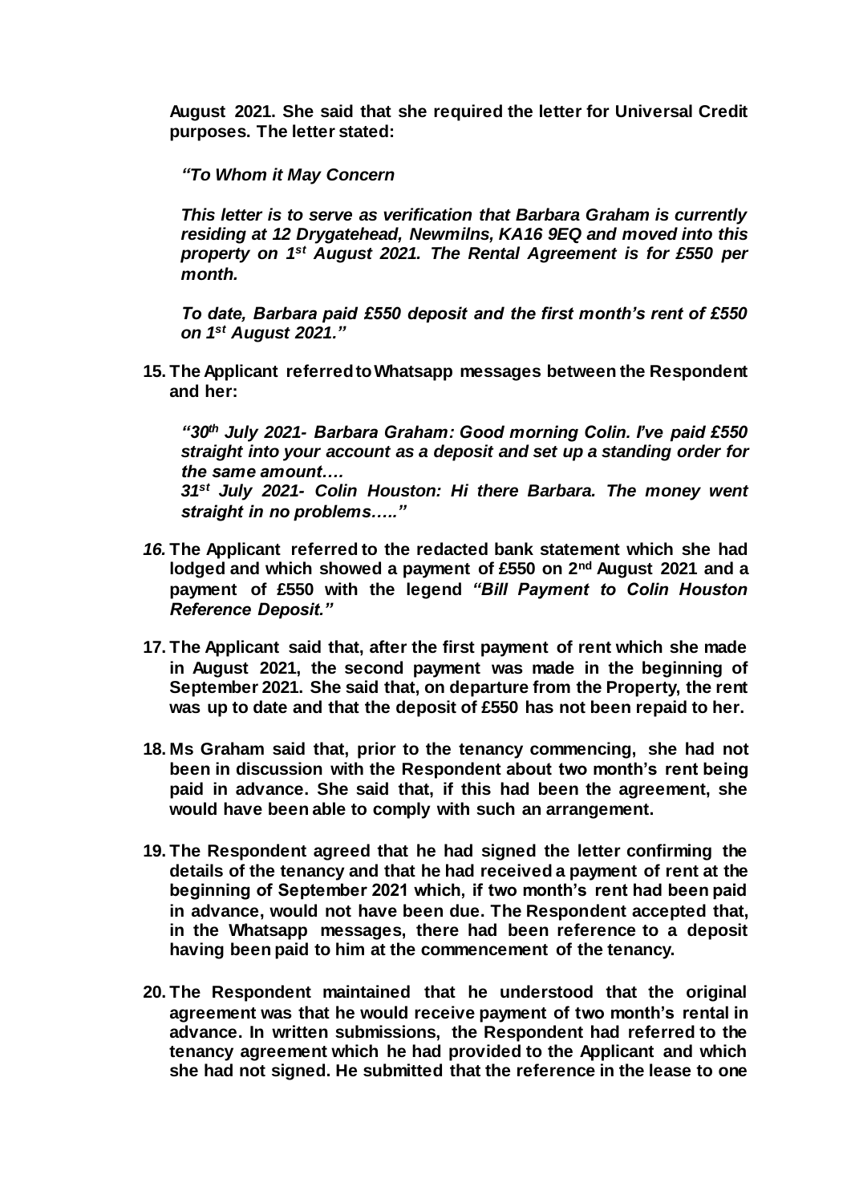**August 2021. She said that she required the letter for Universal Credit purposes. The letter stated:**

> ***"To Whom it May Concern***
>
> ***This letter is to serve as verification that Barbara Graham is currently residing at 12 Drygatehead, Newmilns, KA16 9EQ and moved into this property on 1st August 2021. The Rental Agreement is for £550 per month.***
>
> ***To date, Barbara paid £550 deposit and the first month's rent of £550 on 1st August 2021."***

**15. The Applicant referred to Whatsapp messages between the Respondent and her:**

> ***"30th July 2021- Barbara Graham: Good morning Colin. I've paid £550 straight into your account as a deposit and set up a standing order for the same amount….***
>
> ***31st July 2021- Colin Houston: Hi there Barbara. The money went straight in no problems….."***

***16.*** **The Applicant referred to the redacted bank statement which she had lodged and which showed a payment of £550 on 2nd August 2021 and a payment of £550 with the legend *"Bill Payment to Colin Houston Reference Deposit."***

**17. The Applicant said that, after the first payment of rent which she made in August 2021, the second payment was made in the beginning of September 2021. She said that, on departure from the Property, the rent was up to date and that the deposit of £550 has not been repaid to her.**

**18. Ms Graham said that, prior to the tenancy commencing, she had not been in discussion with the Respondent about two month's rent being paid in advance. She said that, if this had been the agreement, she would have been able to comply with such an arrangement.**

**19. The Respondent agreed that he had signed the letter confirming the details of the tenancy and that he had received a payment of rent at the beginning of September 2021 which, if two month's rent had been paid in advance, would not have been due. The Respondent accepted that, in the Whatsapp messages, there had been reference to a deposit having been paid to him at the commencement of the tenancy.**

**20. The Respondent maintained that he understood that the original agreement was that he would receive payment of two month's rental in advance. In written submissions, the Respondent had referred to the tenancy agreement which he had provided to the Applicant and which she had not signed. He submitted that the reference in the lease to one**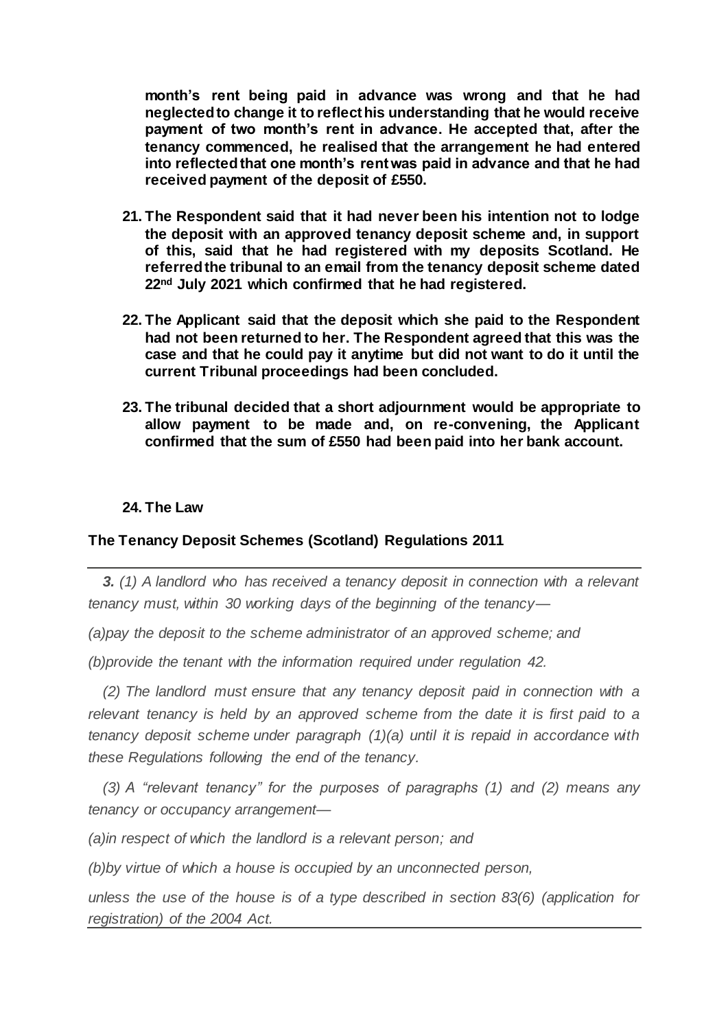**month's rent being paid in advance was wrong and that he had neglected to change it to reflect his understanding that he would receive payment of two month's rent in advance. He accepted that, after the tenancy commenced, he realised that the arrangement he had entered into reflected that one month's rent was paid in advance and that he had received payment of the deposit of £550.**

21. **The Respondent said that it had never been his intention not to lodge the deposit with an approved tenancy deposit scheme and, in support of this, said that he had registered with my deposits Scotland. He referred the tribunal to an email from the tenancy deposit scheme dated 22nd July 2021 which confirmed that he had registered.**

22. **The Applicant said that the deposit which she paid to the Respondent had not been returned to her. The Respondent agreed that this was the case and that he could pay it anytime but did not want to do it until the current Tribunal proceedings had been concluded.**

23. **The tribunal decided that a short adjournment would be appropriate to allow payment to be made and, on re-convening, the Applicant confirmed that the sum of £550 had been paid into her bank account.**

24. **The Law**

**The Tenancy Deposit Schemes (Scotland) Regulations 2011**

***3.*** *(1) A landlord who has received a tenancy deposit in connection with a relevant tenancy must, within 30 working days of the beginning of the tenancy—*

*(a)pay the deposit to the scheme administrator of an approved scheme; and*

*(b)provide the tenant with the information required under regulation 42.*

*(2) The landlord must ensure that any tenancy deposit paid in connection with a relevant tenancy is held by an approved scheme from the date it is first paid to a tenancy deposit scheme under paragraph (1)(a) until it is repaid in accordance with these Regulations following the end of the tenancy.*

*(3) A "relevant tenancy" for the purposes of paragraphs (1) and (2) means any tenancy or occupancy arrangement—*

*(a)in respect of which the landlord is a relevant person; and*

*(b)by virtue of which a house is occupied by an unconnected person,*

*unless the use of the house is of a type described in section 83(6) (application for registration) of the 2004 Act.*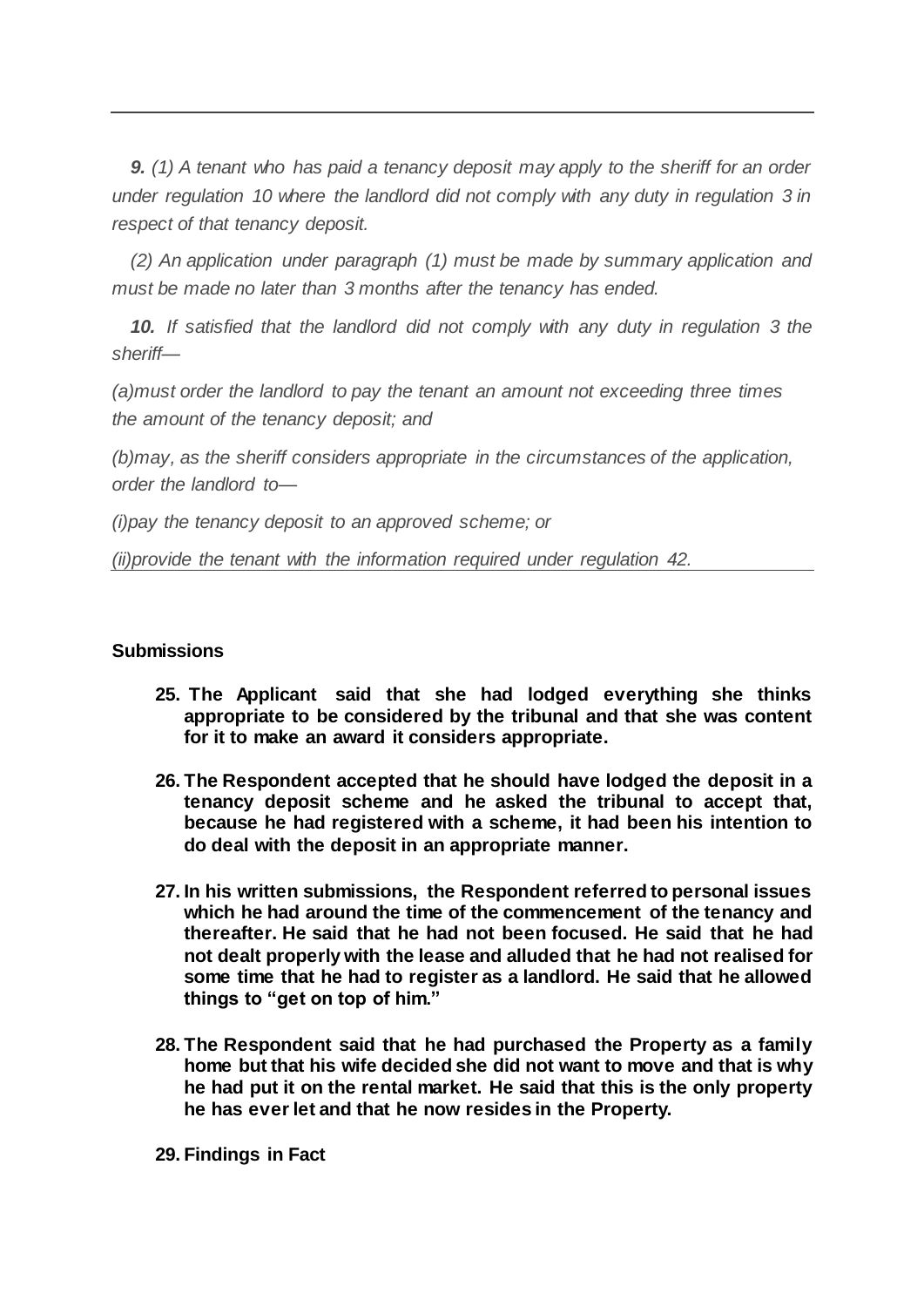---

*__9.__ (1) A tenant who has paid a tenancy deposit may apply to the sheriff for an order under regulation 10 where the landlord did not comply with any duty in regulation 3 in respect of that tenancy deposit.*

*(2) An application under paragraph (1) must be made by summary application and must be made no later than 3 months after the tenancy has ended.*

*__10.__ If satisfied that the landlord did not comply with any duty in regulation 3 the sheriff—*

*(a)must order the landlord to pay the tenant an amount not exceeding three times the amount of the tenancy deposit; and*

*(b)may, as the sheriff considers appropriate in the circumstances of the application, order the landlord to—*

*(i)pay the tenancy deposit to an approved scheme; or*

*(ii)provide the tenant with the information required under regulation 42.*

---

**Submissions**

25. **The Applicant said that she had lodged everything she thinks appropriate to be considered by the tribunal and that she was content for it to make an award it considers appropriate.**

26. **The Respondent accepted that he should have lodged the deposit in a tenancy deposit scheme and he asked the tribunal to accept that, because he had registered with a scheme, it had been his intention to do deal with the deposit in an appropriate manner.**

27. **In his written submissions, the Respondent referred to personal issues which he had around the time of the commencement of the tenancy and thereafter. He said that he had not been focused. He said that he had not dealt properly with the lease and alluded that he had not realised for some time that he had to register as a landlord. He said that he allowed things to "get on top of him."**

28. **The Respondent said that he had purchased the Property as a family home but that his wife decided she did not want to move and that is why he had put it on the rental market. He said that this is the only property he has ever let and that he now resides in the Property.**

29. **Findings in Fact**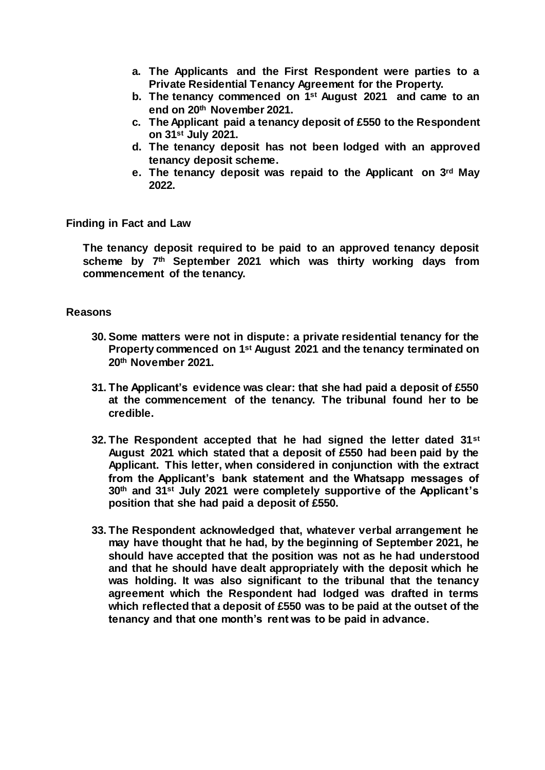- **a. The Applicants and the First Respondent were parties to a Private Residential Tenancy Agreement for the Property.**
- **b. The tenancy commenced on 1st August 2021 and came to an end on 20th November 2021.**
- **c. The Applicant paid a tenancy deposit of £550 to the Respondent on 31st July 2021.**
- **d. The tenancy deposit has not been lodged with an approved tenancy deposit scheme.**
- **e. The tenancy deposit was repaid to the Applicant on 3rd May 2022.**

**Finding in Fact and Law**

**The tenancy deposit required to be paid to an approved tenancy deposit scheme by 7th September 2021 which was thirty working days from commencement of the tenancy.**

**Reasons**

**30. Some matters were not in dispute: a private residential tenancy for the Property commenced on 1st August 2021 and the tenancy terminated on 20th November 2021.**

**31. The Applicant's evidence was clear: that she had paid a deposit of £550 at the commencement of the tenancy. The tribunal found her to be credible.**

**32. The Respondent accepted that he had signed the letter dated 31st August 2021 which stated that a deposit of £550 had been paid by the Applicant. This letter, when considered in conjunction with the extract from the Applicant's bank statement and the Whatsapp messages of 30th and 31st July 2021 were completely supportive of the Applicant's position that she had paid a deposit of £550.**

**33. The Respondent acknowledged that, whatever verbal arrangement he may have thought that he had, by the beginning of September 2021, he should have accepted that the position was not as he had understood and that he should have dealt appropriately with the deposit which he was holding. It was also significant to the tribunal that the tenancy agreement which the Respondent had lodged was drafted in terms which reflected that a deposit of £550 was to be paid at the outset of the tenancy and that one month's rent was to be paid in advance.**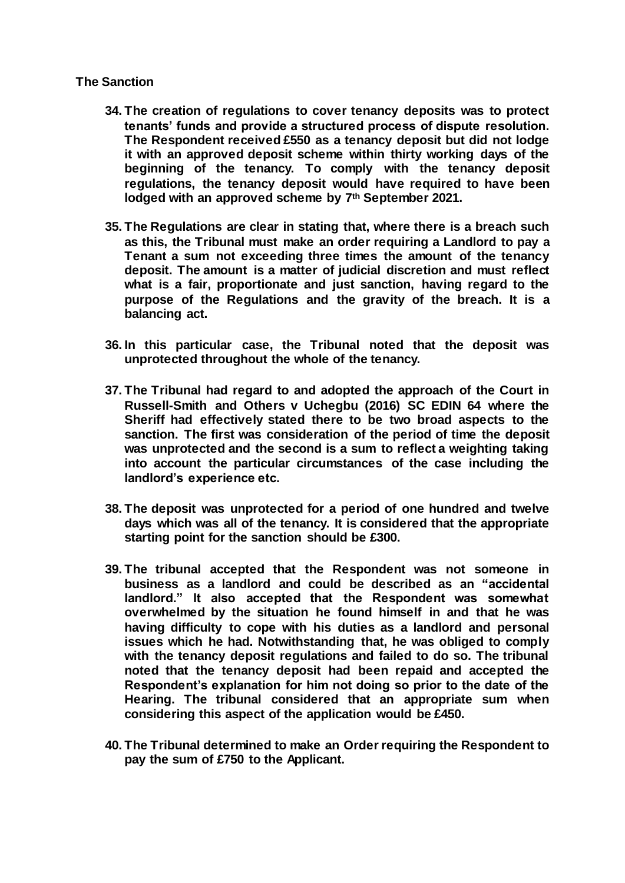**The Sanction**

34. **The creation of regulations to cover tenancy deposits was to protect tenants' funds and provide a structured process of dispute resolution. The Respondent received £550 as a tenancy deposit but did not lodge it with an approved deposit scheme within thirty working days of the beginning of the tenancy. To comply with the tenancy deposit regulations, the tenancy deposit would have required to have been lodged with an approved scheme by 7th September 2021.**

35. **The Regulations are clear in stating that, where there is a breach such as this, the Tribunal must make an order requiring a Landlord to pay a Tenant a sum not exceeding three times the amount of the tenancy deposit. The amount is a matter of judicial discretion and must reflect what is a fair, proportionate and just sanction, having regard to the purpose of the Regulations and the gravity of the breach. It is a balancing act.**

36. **In this particular case, the Tribunal noted that the deposit was unprotected throughout the whole of the tenancy.**

37. **The Tribunal had regard to and adopted the approach of the Court in Russell-Smith and Others v Uchegbu (2016) SC EDIN 64 where the Sheriff had effectively stated there to be two broad aspects to the sanction. The first was consideration of the period of time the deposit was unprotected and the second is a sum to reflect a weighting taking into account the particular circumstances of the case including the landlord's experience etc.**

38. **The deposit was unprotected for a period of one hundred and twelve days which was all of the tenancy. It is considered that the appropriate starting point for the sanction should be £300.**

39. **The tribunal accepted that the Respondent was not someone in business as a landlord and could be described as an "accidental landlord." It also accepted that the Respondent was somewhat overwhelmed by the situation he found himself in and that he was having difficulty to cope with his duties as a landlord and personal issues which he had. Notwithstanding that, he was obliged to comply with the tenancy deposit regulations and failed to do so. The tribunal noted that the tenancy deposit had been repaid and accepted the Respondent's explanation for him not doing so prior to the date of the Hearing. The tribunal considered that an appropriate sum when considering this aspect of the application would be £450.**

40. **The Tribunal determined to make an Order requiring the Respondent to pay the sum of £750 to the Applicant.**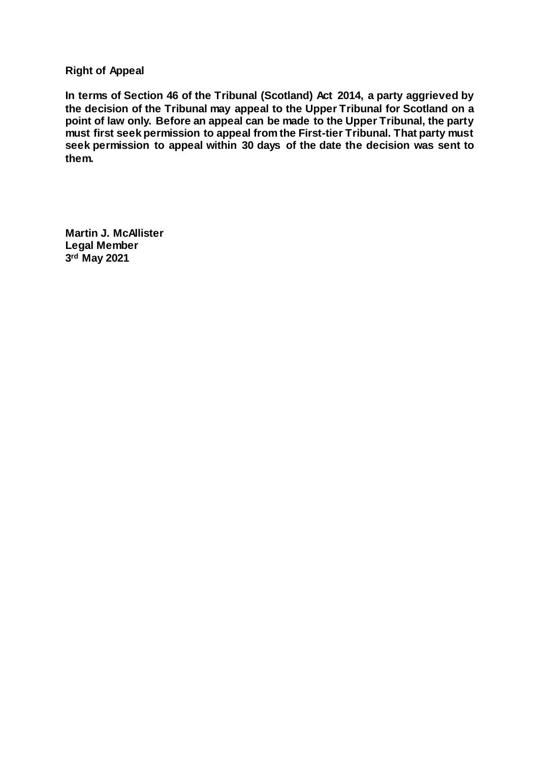**Right of Appeal**

**In terms of Section 46 of the Tribunal (Scotland) Act 2014, a party aggrieved by the decision of the Tribunal may appeal to the Upper Tribunal for Scotland on a point of law only. Before an appeal can be made to the Upper Tribunal, the party must first seek permission to appeal from the First-tier Tribunal. That party must seek permission to appeal within 30 days of the date the decision was sent to them.**

**Martin J. McAllister**
**Legal Member**
**3rd May 2021**